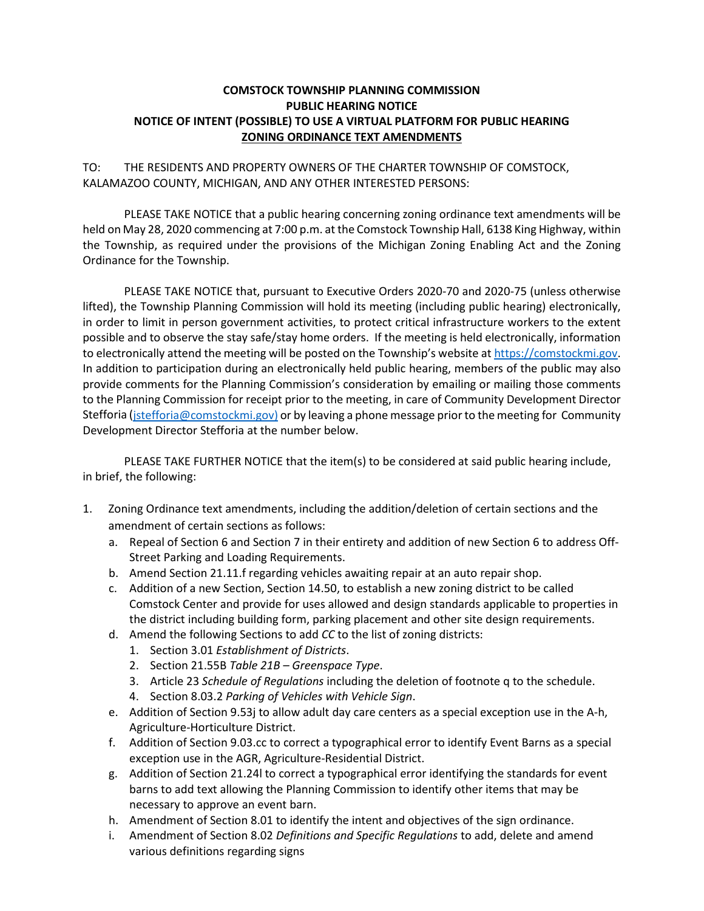**COMSTOCK TOWNSHIP PLANNING COMMISSION**
**PUBLIC HEARING NOTICE**
**NOTICE OF INTENT (POSSIBLE) TO USE A VIRTUAL PLATFORM FOR PUBLIC HEARING**
**ZONING ORDINANCE TEXT AMENDMENTS**

TO: THE RESIDENTS AND PROPERTY OWNERS OF THE CHARTER TOWNSHIP OF COMSTOCK, KALAMAZOO COUNTY, MICHIGAN, AND ANY OTHER INTERESTED PERSONS:

PLEASE TAKE NOTICE that a public hearing concerning zoning ordinance text amendments will be held on May 28, 2020 commencing at 7:00 p.m. at the Comstock Township Hall, 6138 King Highway, within the Township, as required under the provisions of the Michigan Zoning Enabling Act and the Zoning Ordinance for the Township.

PLEASE TAKE NOTICE that, pursuant to Executive Orders 2020-70 and 2020-75 (unless otherwise lifted), the Township Planning Commission will hold its meeting (including public hearing) electronically, in order to limit in person government activities, to protect critical infrastructure workers to the extent possible and to observe the stay safe/stay home orders. If the meeting is held electronically, information to electronically attend the meeting will be posted on the Township's website at https://comstockmi.gov. In addition to participation during an electronically held public hearing, members of the public may also provide comments for the Planning Commission's consideration by emailing or mailing those comments to the Planning Commission for receipt prior to the meeting, in care of Community Development Director Stefforia (jstefforia@comstockmi.gov) or by leaving a phone message prior to the meeting for Community Development Director Stefforia at the number below.

PLEASE TAKE FURTHER NOTICE that the item(s) to be considered at said public hearing include, in brief, the following:

1. Zoning Ordinance text amendments, including the addition/deletion of certain sections and the amendment of certain sections as follows:
   a. Repeal of Section 6 and Section 7 in their entirety and addition of new Section 6 to address Off-Street Parking and Loading Requirements.
   b. Amend Section 21.11.f regarding vehicles awaiting repair at an auto repair shop.
   c. Addition of a new Section, Section 14.50, to establish a new zoning district to be called Comstock Center and provide for uses allowed and design standards applicable to properties in the district including building form, parking placement and other site design requirements.
   d. Amend the following Sections to add *CC* to the list of zoning districts:
      1. Section 3.01 *Establishment of Districts*.
      2. Section 21.55B *Table 21B – Greenspace Type*.
      3. Article 23 *Schedule of Regulations* including the deletion of footnote q to the schedule.
      4. Section 8.03.2 *Parking of Vehicles with Vehicle Sign*.
   e. Addition of Section 9.53j to allow adult day care centers as a special exception use in the A-h, Agriculture-Horticulture District.
   f. Addition of Section 9.03.cc to correct a typographical error to identify Event Barns as a special exception use in the AGR, Agriculture-Residential District.
   g. Addition of Section 21.24l to correct a typographical error identifying the standards for event barns to add text allowing the Planning Commission to identify other items that may be necessary to approve an event barn.
   h. Amendment of Section 8.01 to identify the intent and objectives of the sign ordinance.
   i. Amendment of Section 8.02 *Definitions and Specific Regulations* to add, delete and amend various definitions regarding signs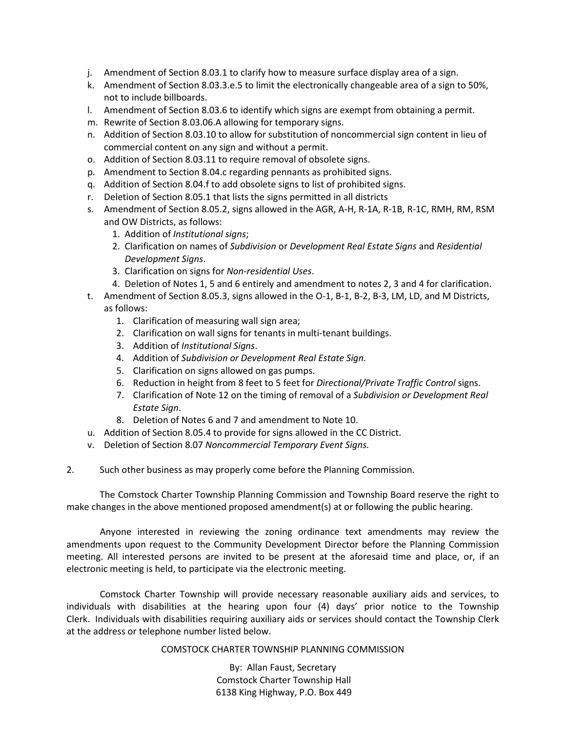j. Amendment of Section 8.03.1 to clarify how to measure surface display area of a sign.
k. Amendment of Section 8.03.3.e.5 to limit the electronically changeable area of a sign to 50%, not to include billboards.
l. Amendment of Section 8.03.6 to identify which signs are exempt from obtaining a permit.
m. Rewrite of Section 8.03.06.A allowing for temporary signs.
n. Addition of Section 8.03.10 to allow for substitution of noncommercial sign content in lieu of commercial content on any sign and without a permit.
o. Addition of Section 8.03.11 to require removal of obsolete signs.
p. Amendment to Section 8.04.c regarding pennants as prohibited signs.
q. Addition of Section 8.04.f to add obsolete signs to list of prohibited signs.
r. Deletion of Section 8.05.1 that lists the signs permitted in all districts
s. Amendment of Section 8.05.2, signs allowed in the AGR, A-H, R-1A, R-1B, R-1C, RMH, RM, RSM and OW Districts, as follows:
   1. Addition of *Institutional signs*;
   2. Clarification on names of *Subdivision* or *Development Real Estate Signs* and *Residential Development Signs*.
   3. Clarification on signs for *Non-residential Uses*.
   4. Deletion of Notes 1, 5 and 6 entirely and amendment to notes 2, 3 and 4 for clarification.
t. Amendment of Section 8.05.3, signs allowed in the O-1, B-1, B-2, B-3, LM, LD, and M Districts, as follows:
   1. Clarification of measuring wall sign area;
   2. Clarification on wall signs for tenants in multi-tenant buildings.
   3. Addition of *Institutional Signs*.
   4. Addition of *Subdivision or Development Real Estate Sign.*
   5. Clarification on signs allowed on gas pumps.
   6. Reduction in height from 8 feet to 5 feet for *Directional/Private Traffic Control* signs.
   7. Clarification of Note 12 on the timing of removal of a *Subdivision or Development Real Estate Sign*.
   8. Deletion of Notes 6 and 7 and amendment to Note 10.
u. Addition of Section 8.05.4 to provide for signs allowed in the CC District.
v. Deletion of Section 8.07 *Noncommercial Temporary Event Signs.*

2. Such other business as may properly come before the Planning Commission.

The Comstock Charter Township Planning Commission and Township Board reserve the right to make changes in the above mentioned proposed amendment(s) at or following the public hearing.

Anyone interested in reviewing the zoning ordinance text amendments may review the amendments upon request to the Community Development Director before the Planning Commission meeting. All interested persons are invited to be present at the aforesaid time and place, or, if an electronic meeting is held, to participate via the electronic meeting.

Comstock Charter Township will provide necessary reasonable auxiliary aids and services, to individuals with disabilities at the hearing upon four (4) days' prior notice to the Township Clerk. Individuals with disabilities requiring auxiliary aids or services should contact the Township Clerk at the address or telephone number listed below.

COMSTOCK CHARTER TOWNSHIP PLANNING COMMISSION

By: Allan Faust, Secretary
Comstock Charter Township Hall
6138 King Highway, P.O. Box 449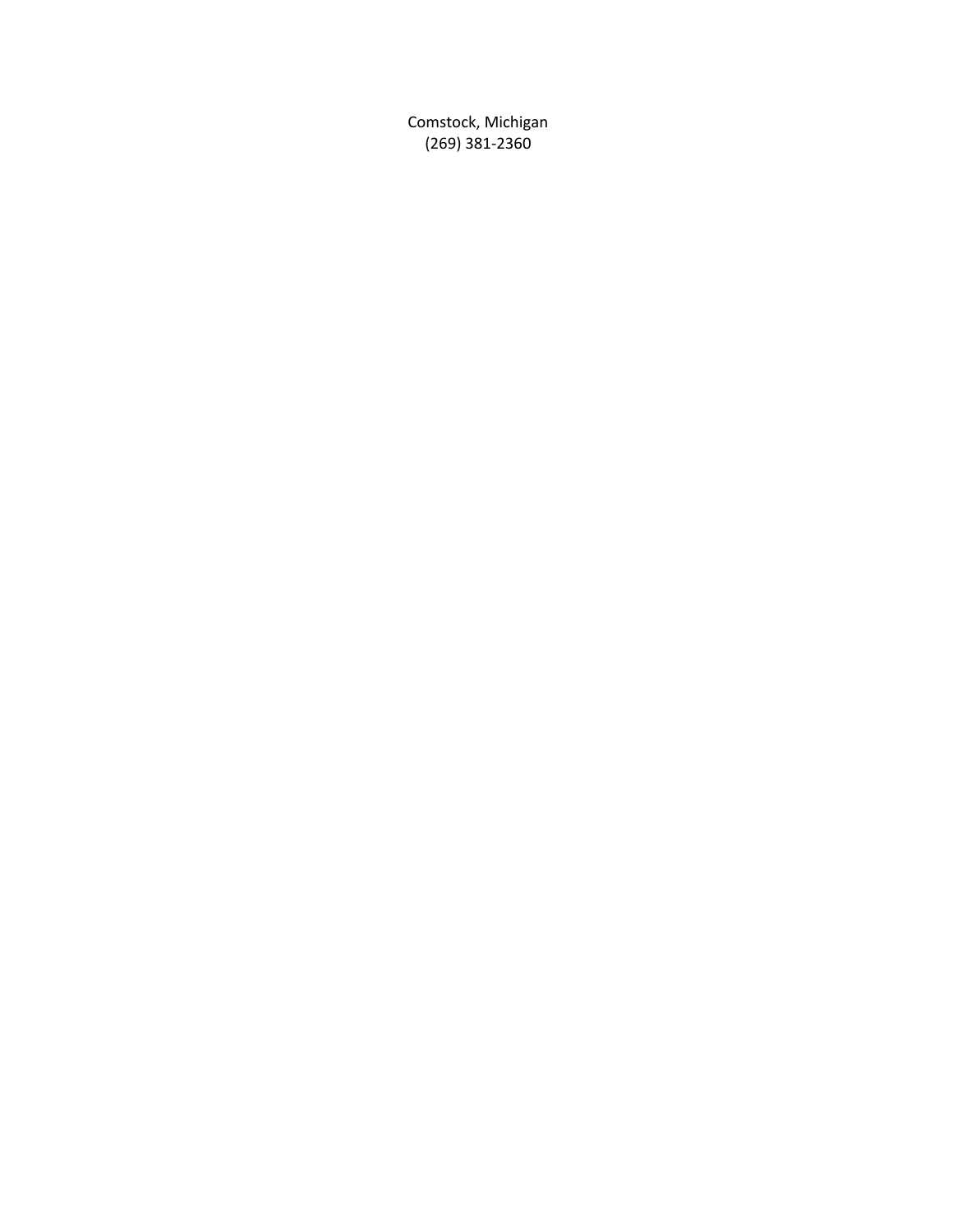Comstock, Michigan
(269) 381-2360